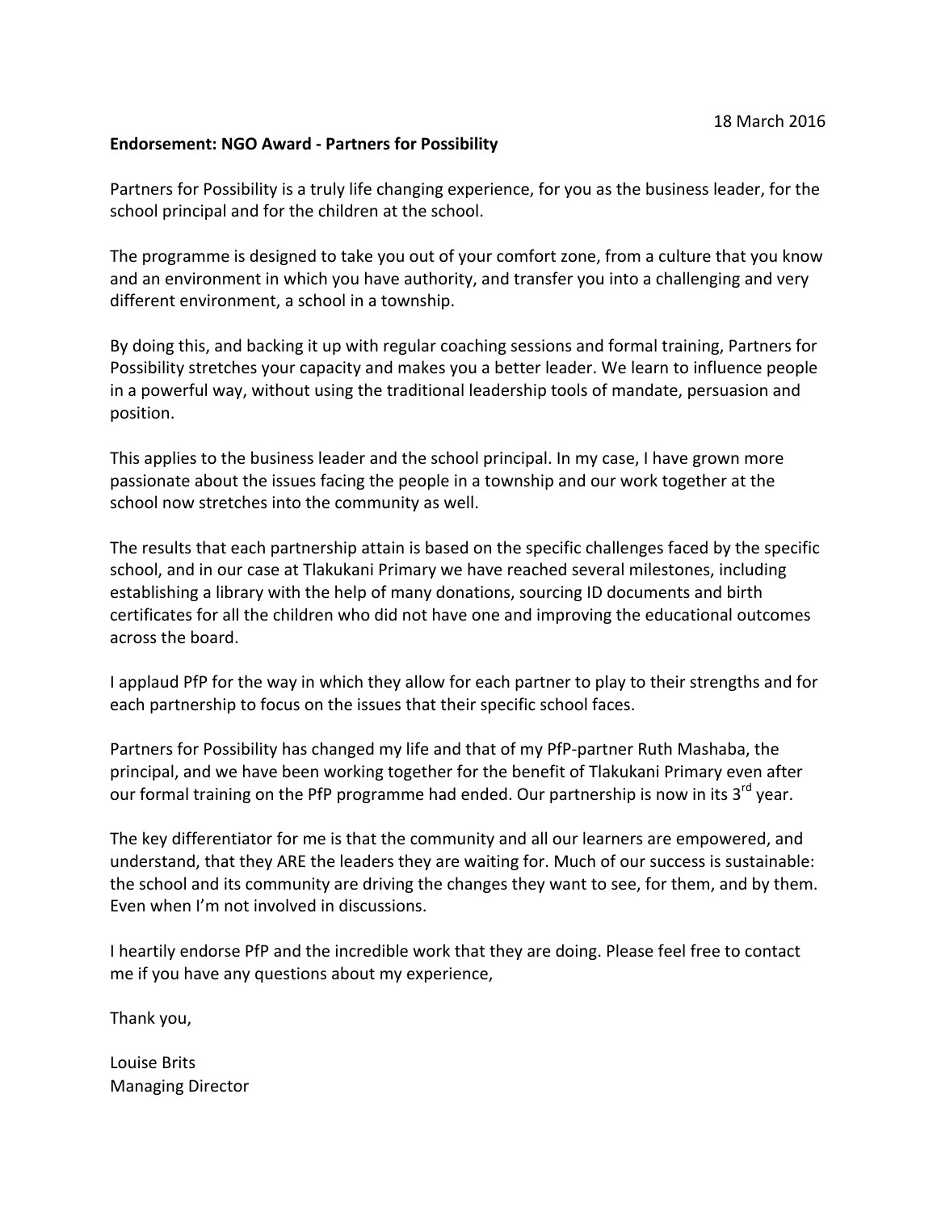18 March 2016

**Endorsement: NGO Award - Partners for Possibility**

Partners for Possibility is a truly life changing experience, for you as the business leader, for the school principal and for the children at the school.

The programme is designed to take you out of your comfort zone, from a culture that you know and an environment in which you have authority, and transfer you into a challenging and very different environment, a school in a township.

By doing this, and backing it up with regular coaching sessions and formal training, Partners for Possibility stretches your capacity and makes you a better leader. We learn to influence people in a powerful way, without using the traditional leadership tools of mandate, persuasion and position.

This applies to the business leader and the school principal. In my case, I have grown more passionate about the issues facing the people in a township and our work together at the school now stretches into the community as well.

The results that each partnership attain is based on the specific challenges faced by the specific school, and in our case at Tlakukani Primary we have reached several milestones, including establishing a library with the help of many donations, sourcing ID documents and birth certificates for all the children who did not have one and improving the educational outcomes across the board.

I applaud PfP for the way in which they allow for each partner to play to their strengths and for each partnership to focus on the issues that their specific school faces.

Partners for Possibility has changed my life and that of my PfP-partner Ruth Mashaba, the principal, and we have been working together for the benefit of Tlakukani Primary even after our formal training on the PfP programme had ended. Our partnership is now in its 3rd year.

The key differentiator for me is that the community and all our learners are empowered, and understand, that they ARE the leaders they are waiting for. Much of our success is sustainable: the school and its community are driving the changes they want to see, for them, and by them. Even when I'm not involved in discussions.

I heartily endorse PfP and the incredible work that they are doing. Please feel free to contact me if you have any questions about my experience,

Thank you,

Louise Brits
Managing Director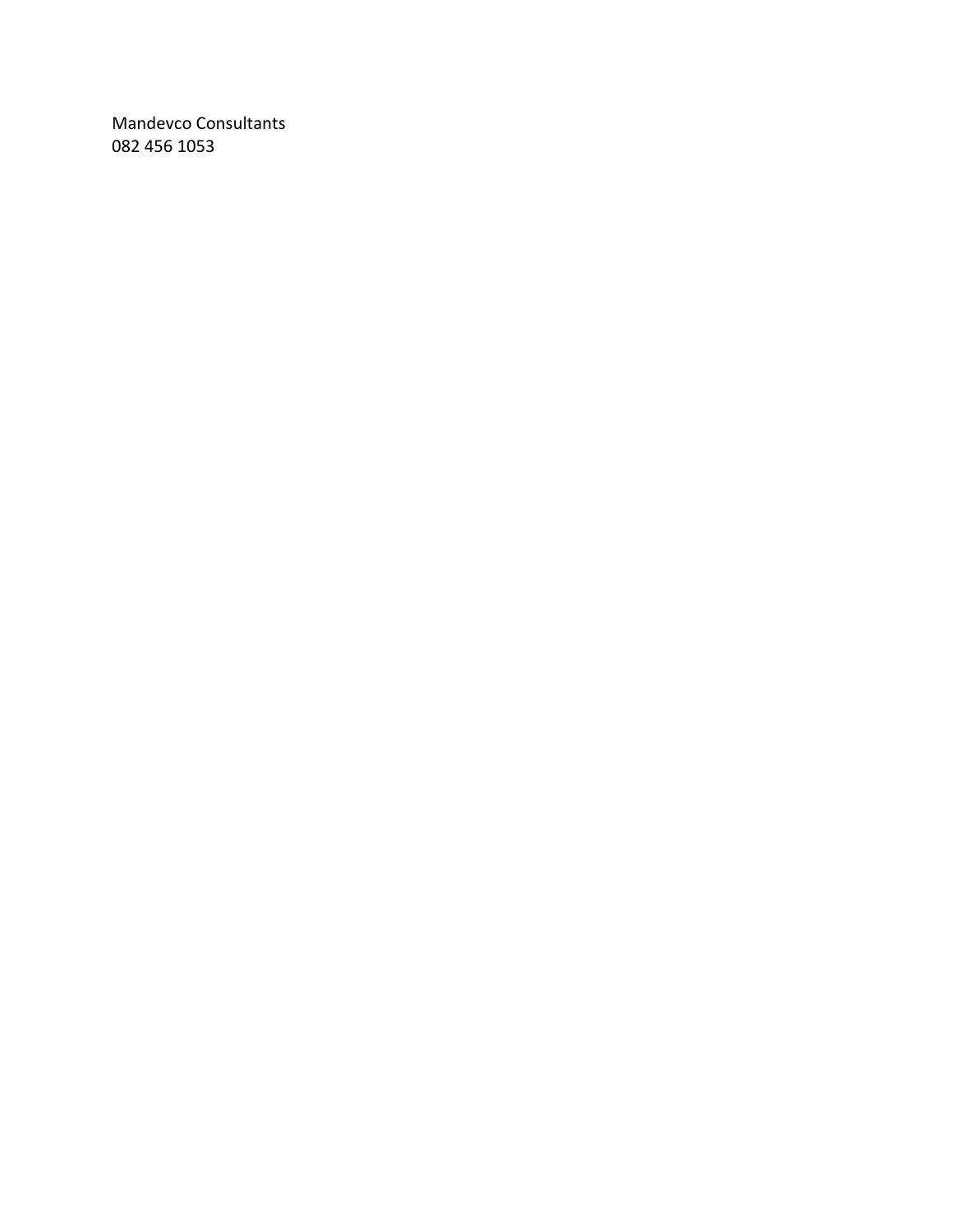Mandevco Consultants  
082 456 1053